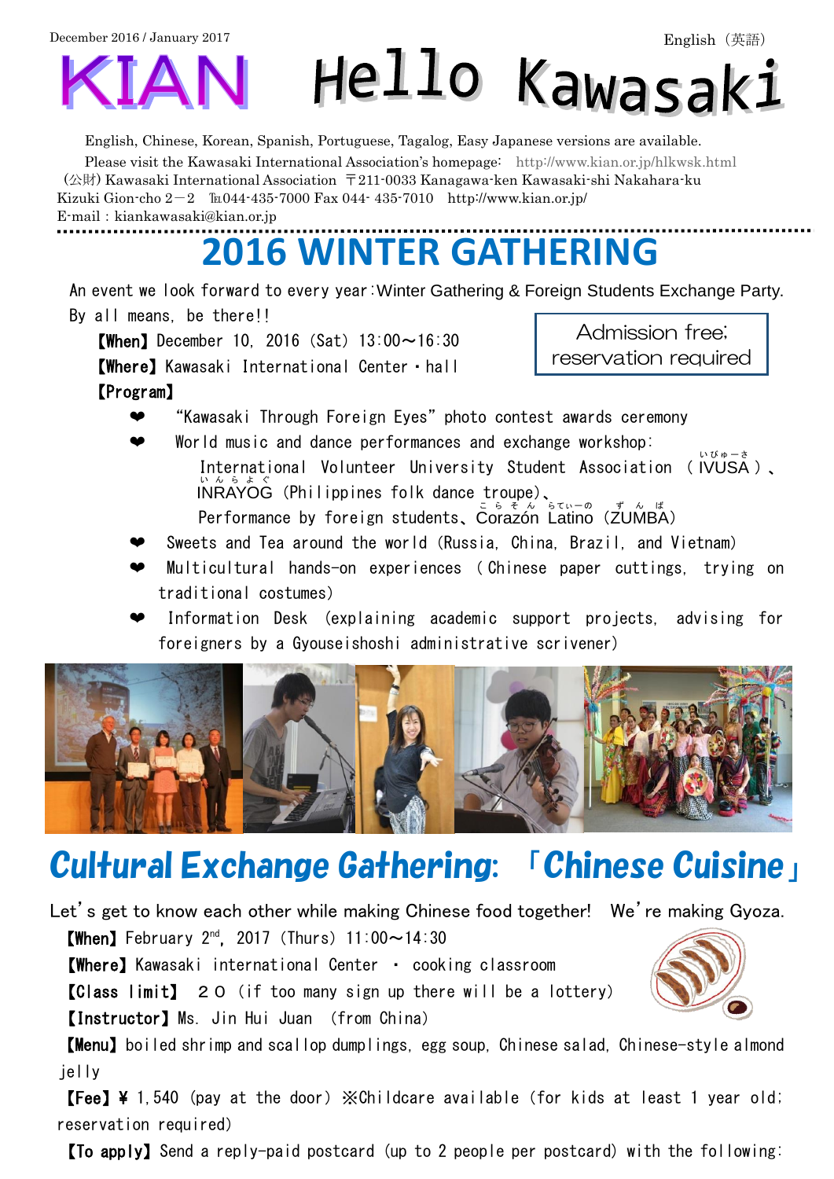December 2016 / January 2017

English（英語）

# KIAN Hello Kawasaki

English, Chinese, Korean, Spanish, Portuguese, Tagalog, Easy Japanese versions are available.

Please visit the Kawasaki International Association's homepage: http://www.kian.or.jp/hlkwsk.html

(公財) Kawasaki International Association 〒211-0033 Kanagawa-ken Kawasaki-shi Nakahara-ku Kizuki Gion-cho 2－2 ℡044-435-7000 Fax 044- 435-7010 http://www.kian.or.jp/

E-mail : kiankawasaki@kian.or.jp

## 2016 WINTER GATHERING

An event we look forward to every year：Winter Gathering & Foreign Students Exchange Party. By all means, be there!!

Admission free; reservation required

**【When】** December 10, 2016 (Sat) 13:00～16:30

**【Where】** Kawasaki International Center・hall

**【Program】**

- "Kawasaki Through Foreign Eyes" photo contest awards ceremony
- World music and dance performances and exchange workshop:
  International Volunteer University Student Association （IVUSA）、INRAYOG (Philippines folk dance troupe)、Performance by foreign students、Corazón Latino (ZUMBA)
- Sweets and Tea around the world (Russia, China, Brazil, and Vietnam)
- Multicultural hands-on experiences （Chinese paper cuttings, trying on traditional costumes)
- Information Desk (explaining academic support projects, advising for foreigners by a Gyouseishoshi administrative scrivener)

## Cultural Exchange Gathering: 「Chinese Cuisine」

Let's get to know each other while making Chinese food together! We're making Gyoza.

**【When】** February 2nd, 2017 (Thurs) 11:00～14:30

**【Where】** Kawasaki international Center ・ cooking classroom

**【Class limit】** ２０ (if too many sign up there will be a lottery)

**【Instructor】** Ms. Jin Hui Juan (from China)

**【Menu】** boiled shrimp and scallop dumplings, egg soup, Chinese salad, Chinese-style almond jelly

**【Fee】** ¥ 1,540 (pay at the door) ※Childcare available (for kids at least 1 year old; reservation required)

**【To apply】** Send a reply-paid postcard (up to 2 people per postcard) with the following: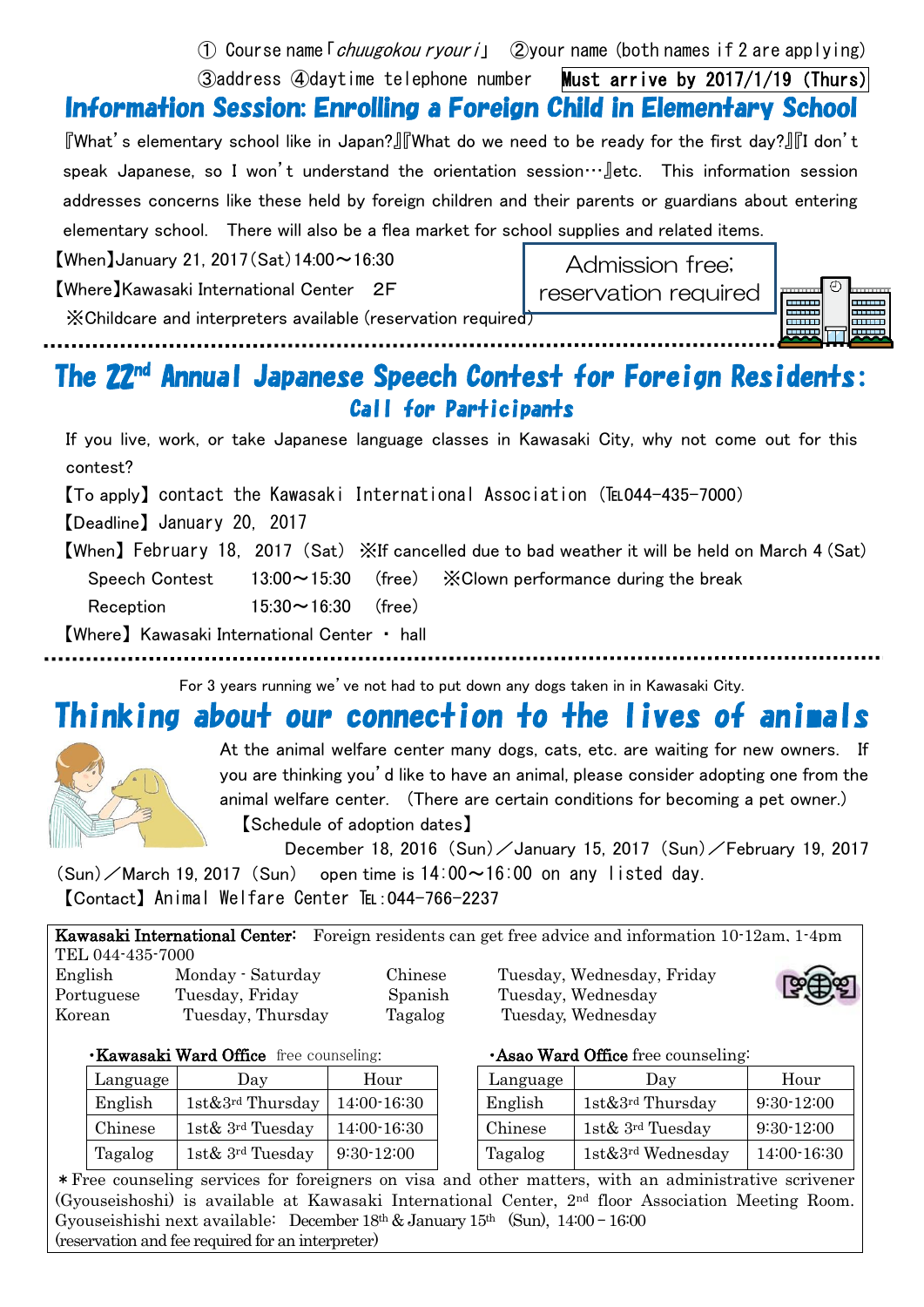① Course name「*chuugokou ryouri*」 ②your name (both names if 2 are applying)
③address ④daytime telephone number **Must arrive by 2017/1/19 (Thurs)**

## Information Session: Enrolling a Foreign Child in Elementary School

『What's elementary school like in Japan?』『What do we need to be ready for the first day?』『I don't speak Japanese, so I won't understand the orientation session…』etc. This information session addresses concerns like these held by foreign children and their parents or guardians about entering elementary school. There will also be a flea market for school supplies and related items.

【When】January 21, 2017(Sat)14:00～16:30

【Where】Kawasaki International Center 2F

※Childcare and interpreters available (reservation required)

Admission free; reservation required

## The 22nd Annual Japanese Speech Contest for Foreign Residents: Call for Participants

If you live, work, or take Japanese language classes in Kawasaki City, why not come out for this contest?

【To apply】contact the Kawasaki International Association (TEL044-435-7000)

【Deadline】January 20, 2017

【When】February 18, 2017 (Sat) ※If cancelled due to bad weather it will be held on March 4 (Sat)

Speech Contest 13:00～15:30 (free) ※Clown performance during the break

Reception 15:30～16:30 (free)

【Where】Kawasaki International Center ・ hall

For 3 years running we've not had to put down any dogs taken in in Kawasaki City.

## Thinking about our connection to the lives of animals

At the animal welfare center many dogs, cats, etc. are waiting for new owners. If you are thinking you'd like to have an animal, please consider adopting one from the animal welfare center. (There are certain conditions for becoming a pet owner.)

【Schedule of adoption dates】

December 18, 2016 (Sun)／January 15, 2017 (Sun)／February 19, 2017 (Sun)／March 19, 2017 (Sun) open time is 14:00～16:00 on any listed day.

【Contact】Animal Welfare Center TEL:044-766-2237

**Kawasaki International Center:** Foreign residents can get free advice and information 10-12am, 1-4pm TEL 044-435-7000

| | | | |
|---|---|---|---|
| English | Monday - Saturday | Chinese | Tuesday, Wednesday, Friday |
| Portuguese | Tuesday, Friday | Spanish | Tuesday, Wednesday |
| Korean | Tuesday, Thursday | Tagalog | Tuesday, Wednesday |

・**Kawasaki Ward Office** free counseling:

| Language | Day | Hour |
|---|---|---|
| English | 1st&3rd Thursday | 14:00-16:30 |
| Chinese | 1st& 3rd Tuesday | 14:00-16:30 |
| Tagalog | 1st& 3rd Tuesday | 9:30-12:00 |

・**Asao Ward Office** free counseling:

| Language | Day | Hour |
|---|---|---|
| English | 1st&3rd Thursday | 9:30-12:00 |
| Chinese | 1st& 3rd Tuesday | 9:30-12:00 |
| Tagalog | 1st&3rd Wednesday | 14:00-16:30 |

＊Free counseling services for foreigners on visa and other matters, with an administrative scrivener (Gyouseishoshi) is available at Kawasaki International Center, 2nd floor Association Meeting Room. Gyouseishishi next available: December 18th & January 15th (Sun), 14:00 - 16:00
(reservation and fee required for an interpreter)